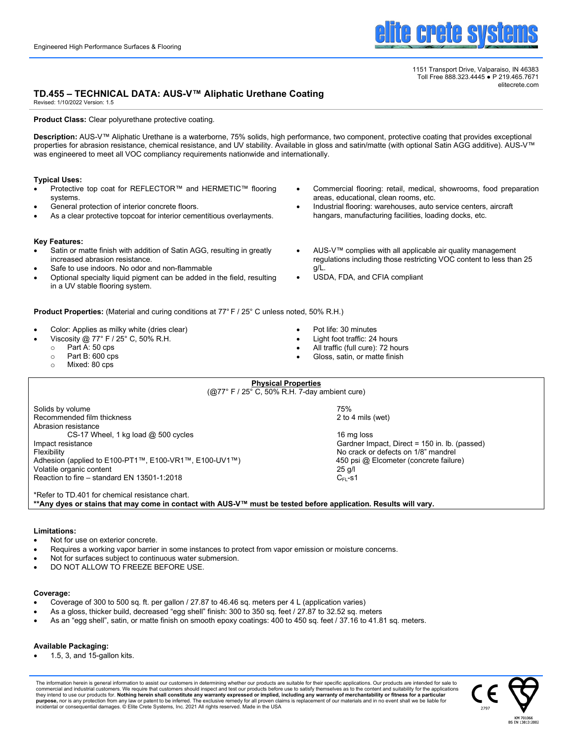Engineered High Performance Surfaces & Flooring

1151 Transport Drive, Valparaiso, IN 46383
Toll Free 888.323.4445 ● P 219.465.7671
elitecrete.com

# TD.455 – TECHNICAL DATA: AUS-V™ Aliphatic Urethane Coating

Revised: 1/10/2022 Version: 1.5

**Product Class:** Clear polyurethane protective coating.

**Description:** AUS-V™ Aliphatic Urethane is a waterborne, 75% solids, high performance, two component, protective coating that provides exceptional properties for abrasion resistance, chemical resistance, and UV stability. Available in gloss and satin/matte (with optional Satin AGG additive). AUS-V™ was engineered to meet all VOC compliancy requirements nationwide and internationally.

**Typical Uses:**

- Protective top coat for REFLECTOR™ and HERMETIC™ flooring systems.
- General protection of interior concrete floors.
- As a clear protective topcoat for interior cementitious overlayments.
- Commercial flooring: retail, medical, showrooms, food preparation areas, educational, clean rooms, etc.
- Industrial flooring: warehouses, auto service centers, aircraft hangars, manufacturing facilities, loading docks, etc.

**Key Features:**

- Satin or matte finish with addition of Satin AGG, resulting in greatly increased abrasion resistance.
- Safe to use indoors. No odor and non-flammable
- Optional specialty liquid pigment can be added in the field, resulting in a UV stable flooring system.
- AUS-V™ complies with all applicable air quality management regulations including those restricting VOC content to less than 25 g/L.
- USDA, FDA, and CFIA compliant

**Product Properties:** (Material and curing conditions at 77° F / 25° C unless noted, 50% R.H.)

- Color: Applies as milky white (dries clear)
- Viscosity @ 77° F / 25° C, 50% R.H.
  - Part A: 50 cps
  - Part B: 600 cps
  - Mixed: 80 cps
- Pot life: 30 minutes
- Light foot traffic: 24 hours
- All traffic (full cure): 72 hours
- Gloss, satin, or matte finish

**Physical Properties**
(@77° F / 25° C, 50% R.H. 7-day ambient cure)

| Property | Value |
|---|---|
| Solids by volume | 75% |
| Recommended film thickness | 2 to 4 mils (wet) |
| Abrasion resistance | |
| CS-17 Wheel, 1 kg load @ 500 cycles | 16 mg loss |
| Impact resistance | Gardner Impact, Direct = 150 in. lb. (passed) |
| Flexibility | No crack or defects on 1/8" mandrel |
| Adhesion (applied to E100-PT1™, E100-VR1™, E100-UV1™) | 450 psi @ Elcometer (concrete failure) |
| Volatile organic content | 25 g/l |
| Reaction to fire – standard EN 13501-1:2018 | $C_{FL}$-s1 |

*Refer to TD.401 for chemical resistance chart.
**Any dyes or stains that may come in contact with AUS-V™ must be tested before application. Results will vary.**

**Limitations:**

- Not for use on exterior concrete.
- Requires a working vapor barrier in some instances to protect from vapor emission or moisture concerns.
- Not for surfaces subject to continuous water submersion.
- DO NOT ALLOW TO FREEZE BEFORE USE.

**Coverage:**

- Coverage of 300 to 500 sq. ft. per gallon / 27.87 to 46.46 sq. meters per 4 L (application varies)
- As a gloss, thicker build, decreased "egg shell" finish: 300 to 350 sq. feet / 27.87 to 32.52 sq. meters
- As an "egg shell", satin, or matte finish on smooth epoxy coatings: 400 to 450 sq. feet / 37.16 to 41.81 sq. meters.

**Available Packaging:**

- 1.5, 3, and 15-gallon kits.

The information herein is general information to assist our customers in determining whether our products are suitable for their specific applications. Our products are intended for sale to commercial and industrial customers. We require that customers should inspect and test our products before use to satisfy themselves as to the content and suitability for the applications they intend to use our products for. **Nothing herein shall constitute any warranty expressed or implied, including any warranty of merchantability or fitness for a particular purpose,** nor is any protection from any law or patent to be inferred. The exclusive remedy for all proven claims is replacement of our materials and in no event shall we be liable for incidental or consequential damages. © Elite Crete Systems, Inc. 2021 All rights reserved. Made in the USA

2797

KM 701066
BS EN 13813:2002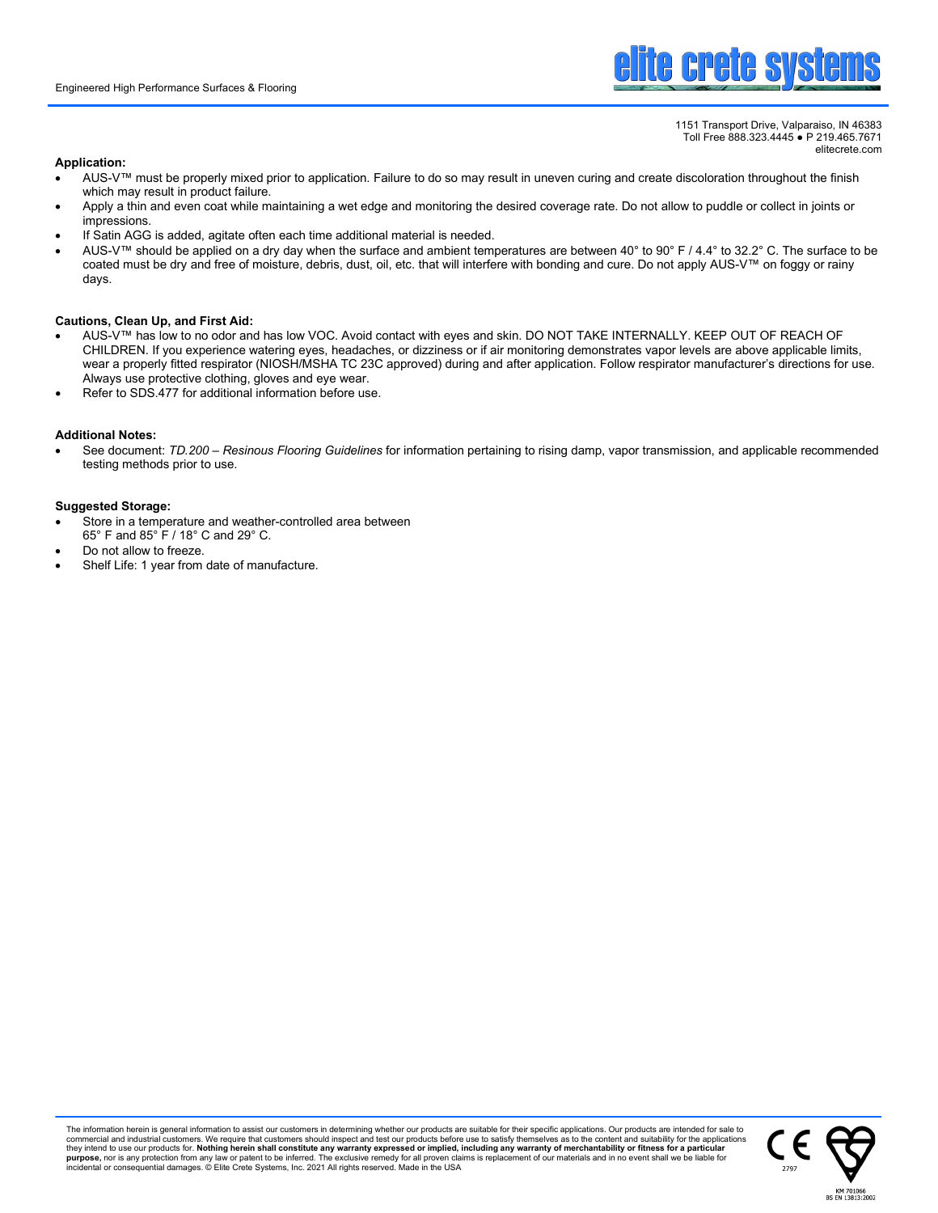## Application:

- AUS-V™ must be properly mixed prior to application. Failure to do so may result in uneven curing and create discoloration throughout the finish which may result in product failure.
- Apply a thin and even coat while maintaining a wet edge and monitoring the desired coverage rate. Do not allow to puddle or collect in joints or impressions.
- If Satin AGG is added, agitate often each time additional material is needed.
- AUS-V™ should be applied on a dry day when the surface and ambient temperatures are between 40° to 90° F / 4.4° to 32.2° C. The surface to be coated must be dry and free of moisture, debris, dust, oil, etc. that will interfere with bonding and cure. Do not apply AUS-V™ on foggy or rainy days.

## Cautions, Clean Up, and First Aid:

- AUS-V™ has low to no odor and has low VOC. Avoid contact with eyes and skin. DO NOT TAKE INTERNALLY. KEEP OUT OF REACH OF CHILDREN. If you experience watering eyes, headaches, or dizziness or if air monitoring demonstrates vapor levels are above applicable limits, wear a properly fitted respirator (NIOSH/MSHA TC 23C approved) during and after application. Follow respirator manufacturer's directions for use. Always use protective clothing, gloves and eye wear.
- Refer to SDS.477 for additional information before use.

## Additional Notes:

- See document: *TD.200 – Resinous Flooring Guidelines* for information pertaining to rising damp, vapor transmission, and applicable recommended testing methods prior to use.

## Suggested Storage:

- Store in a temperature and weather-controlled area between 65° F and 85° F / 18° C and 29° C.
- Do not allow to freeze.
- Shelf Life: 1 year from date of manufacture.

The information herein is general information to assist our customers in determining whether our products are suitable for their specific applications. Our products are intended for sale to commercial and industrial customers. We require that customers should inspect and test our products before use to satisfy themselves as to the content and suitability for the applications they intend to use our products for. **Nothing herein shall constitute any warranty expressed or implied, including any warranty of merchantability or fitness for a particular purpose,** nor is any protection from any law or patent to be inferred. The exclusive remedy for all proven claims is replacement of our materials and in no event shall we be liable for incidental or consequential damages. © Elite Crete Systems, Inc. 2021 All rights reserved. Made in the USA

CE 2797

KM 701066
BS EN 13813:2002